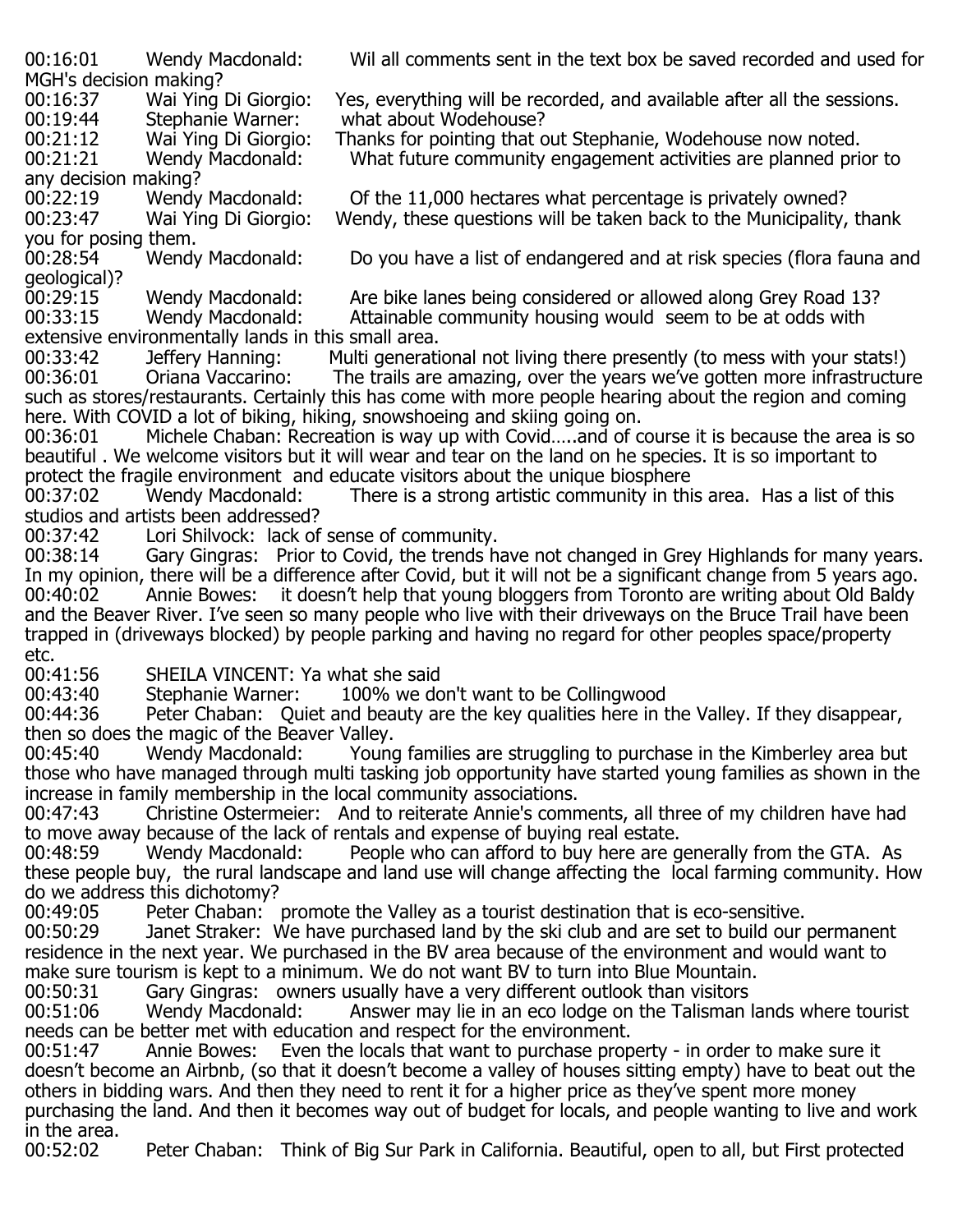00:16:01 Wendy Macdonald: Wil all comments sent in the text box be saved recorded and used for MGH's decision making?

00:16:37 Wai Ying Di Giorgio: Yes, everything will be recorded, and available after all the sessions.

00:19:44 Stephanie Warner: what about Wodehouse?

00:21:12 Wai Ying Di Giorgio: Thanks for pointing that out Stephanie, Wodehouse now noted.

00:21:21 Wendy Macdonald: What future community engagement activities are planned prior to any decision making?

00:22:19 Wendy Macdonald: Of the 11,000 hectares what percentage is privately owned?

00:23:47 Wai Ying Di Giorgio: Wendy, these questions will be taken back to the Municipality, thank you for posing them.

00:28:54 Wendy Macdonald: Do you have a list of endangered and at risk species (flora fauna and geological)?

00:29:15 Wendy Macdonald: Are bike lanes being considered or allowed along Grey Road 13?

00:33:15 Wendy Macdonald: Attainable community housing would seem to be at odds with extensive environmentally lands in this small area.

00:33:42 Jeffery Hanning: Multi generational not living there presently (to mess with your stats!)

00:36:01 Oriana Vaccarino: The trails are amazing, over the years we've gotten more infrastructure such as stores/restaurants. Certainly this has come with more people hearing about the region and coming here. With COVID a lot of biking, hiking, snowshoeing and skiing going on.

00:36:01 Michele Chaban: Recreation is way up with Covid…..and of course it is because the area is so beautiful . We welcome visitors but it will wear and tear on the land on he species. It is so important to protect the fragile environment and educate visitors about the unique biosphere

00:37:02 Wendy Macdonald: There is a strong artistic community in this area. Has a list of this studios and artists been addressed?

00:37:42 Lori Shilvock: lack of sense of community.

00:38:14 Gary Gingras: Prior to Covid, the trends have not changed in Grey Highlands for many years. In my opinion, there will be a difference after Covid, but it will not be a significant change from 5 years ago.

00:40:02 Annie Bowes: it doesn't help that young bloggers from Toronto are writing about Old Baldy and the Beaver River. I've seen so many people who live with their driveways on the Bruce Trail have been trapped in (driveways blocked) by people parking and having no regard for other peoples space/property etc.

00:41:56 SHEILA VINCENT: Ya what she said

00:43:40 Stephanie Warner: 100% we don't want to be Collingwood

00:44:36 Peter Chaban: Quiet and beauty are the key qualities here in the Valley. If they disappear, then so does the magic of the Beaver Valley.

00:45:40 Wendy Macdonald: Young families are struggling to purchase in the Kimberley area but those who have managed through multi tasking job opportunity have started young families as shown in the increase in family membership in the local community associations.

00:47:43 Christine Ostermeier: And to reiterate Annie's comments, all three of my children have had to move away because of the lack of rentals and expense of buying real estate.

00:48:59 Wendy Macdonald: People who can afford to buy here are generally from the GTA. As these people buy, the rural landscape and land use will change affecting the local farming community. How do we address this dichotomy?

00:49:05 Peter Chaban: promote the Valley as a tourist destination that is eco-sensitive.

00:50:29 Janet Straker: We have purchased land by the ski club and are set to build our permanent residence in the next year. We purchased in the BV area because of the environment and would want to make sure tourism is kept to a minimum. We do not want BV to turn into Blue Mountain.

00:50:31 Gary Gingras: owners usually have a very different outlook than visitors

00:51:06 Wendy Macdonald: Answer may lie in an eco lodge on the Talisman lands where tourist needs can be better met with education and respect for the environment.

00:51:47 Annie Bowes: Even the locals that want to purchase property - in order to make sure it doesn't become an Airbnb, (so that it doesn't become a valley of houses sitting empty) have to beat out the others in bidding wars. And then they need to rent it for a higher price as they've spent more money purchasing the land. And then it becomes way out of budget for locals, and people wanting to live and work in the area.

00:52:02 Peter Chaban: Think of Big Sur Park in California. Beautiful, open to all, but First protected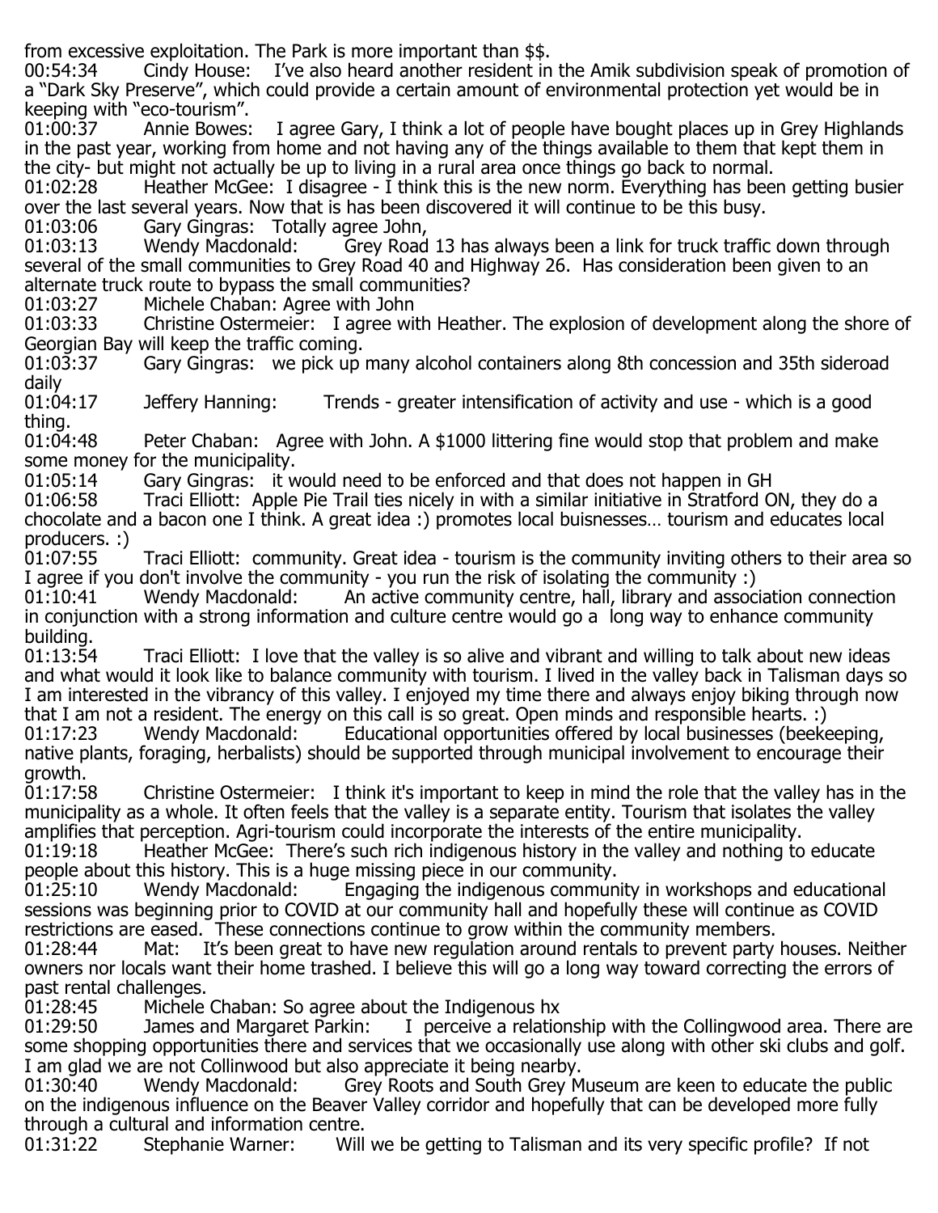from excessive exploitation. The Park is more important than $$.

00:54:34 Cindy House: I've also heard another resident in the Amik subdivision speak of promotion of a "Dark Sky Preserve", which could provide a certain amount of environmental protection yet would be in keeping with "eco-tourism".

01:00:37 Annie Bowes: I agree Gary, I think a lot of people have bought places up in Grey Highlands in the past year, working from home and not having any of the things available to them that kept them in the city- but might not actually be up to living in a rural area once things go back to normal.

01:02:28 Heather McGee: I disagree - I think this is the new norm. Everything has been getting busier over the last several years. Now that is has been discovered it will continue to be this busy.

01:03:06 Gary Gingras: Totally agree John,

01:03:13 Wendy Macdonald: Grey Road 13 has always been a link for truck traffic down through several of the small communities to Grey Road 40 and Highway 26. Has consideration been given to an alternate truck route to bypass the small communities?

01:03:27 Michele Chaban: Agree with John

01:03:33 Christine Ostermeier: I agree with Heather. The explosion of development along the shore of Georgian Bay will keep the traffic coming.

01:03:37 Gary Gingras: we pick up many alcohol containers along 8th concession and 35th sideroad daily

01:04:17 Jeffery Hanning: Trends - greater intensification of activity and use - which is a good thing.

01:04:48 Peter Chaban: Agree with John. A $1000 littering fine would stop that problem and make some money for the municipality.

01:05:14 Gary Gingras: it would need to be enforced and that does not happen in GH

01:06:58 Traci Elliott: Apple Pie Trail ties nicely in with a similar initiative in Stratford ON, they do a chocolate and a bacon one I think. A great idea :) promotes local buisnesses… tourism and educates local producers. :)

01:07:55 Traci Elliott: community. Great idea - tourism is the community inviting others to their area so I agree if you don't involve the community - you run the risk of isolating the community :)

01:10:41 Wendy Macdonald: An active community centre, hall, library and association connection in conjunction with a strong information and culture centre would go a long way to enhance community building.

01:13:54 Traci Elliott: I love that the valley is so alive and vibrant and willing to talk about new ideas and what would it look like to balance community with tourism. I lived in the valley back in Talisman days so I am interested in the vibrancy of this valley. I enjoyed my time there and always enjoy biking through now that I am not a resident. The energy on this call is so great. Open minds and responsible hearts. :)

01:17:23 Wendy Macdonald: Educational opportunities offered by local businesses (beekeeping, native plants, foraging, herbalists) should be supported through municipal involvement to encourage their growth.

01:17:58 Christine Ostermeier: I think it's important to keep in mind the role that the valley has in the municipality as a whole. It often feels that the valley is a separate entity. Tourism that isolates the valley amplifies that perception. Agri-tourism could incorporate the interests of the entire municipality.

01:19:18 Heather McGee: There's such rich indigenous history in the valley and nothing to educate people about this history. This is a huge missing piece in our community.

01:25:10 Wendy Macdonald: Engaging the indigenous community in workshops and educational sessions was beginning prior to COVID at our community hall and hopefully these will continue as COVID restrictions are eased. These connections continue to grow within the community members.

01:28:44 Mat: It's been great to have new regulation around rentals to prevent party houses. Neither owners nor locals want their home trashed. I believe this will go a long way toward correcting the errors of past rental challenges.

01:28:45 Michele Chaban: So agree about the Indigenous hx

01:29:50 James and Margaret Parkin: I perceive a relationship with the Collingwood area. There are some shopping opportunities there and services that we occasionally use along with other ski clubs and golf. I am glad we are not Collinwood but also appreciate it being nearby.

01:30:40 Wendy Macdonald: Grey Roots and South Grey Museum are keen to educate the public on the indigenous influence on the Beaver Valley corridor and hopefully that can be developed more fully through a cultural and information centre.

01:31:22 Stephanie Warner: Will we be getting to Talisman and its very specific profile? If not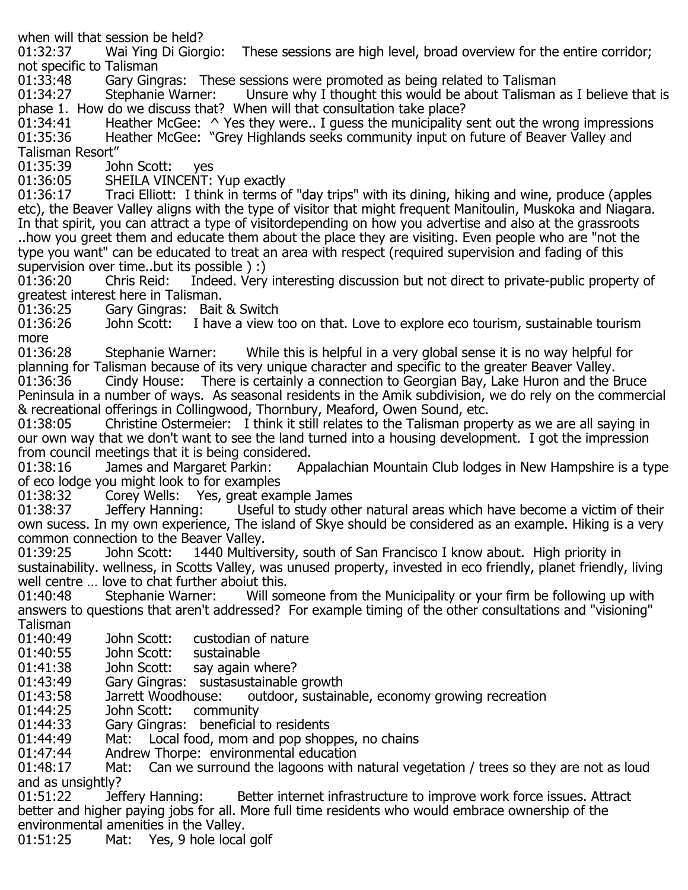when will that session be held?

01:32:37 Wai Ying Di Giorgio: These sessions are high level, broad overview for the entire corridor; not specific to Talisman

01:33:48 Gary Gingras: These sessions were promoted as being related to Talisman

01:34:27 Stephanie Warner: Unsure why I thought this would be about Talisman as I believe that is phase 1. How do we discuss that? When will that consultation take place?

01:34:41 Heather McGee: ^ Yes they were.. I guess the municipality sent out the wrong impressions

01:35:36 Heather McGee: "Grey Highlands seeks community input on future of Beaver Valley and Talisman Resort"

01:35:39 John Scott: yes

01:36:05 SHEILA VINCENT: Yup exactly

01:36:17 Traci Elliott: I think in terms of "day trips" with its dining, hiking and wine, produce (apples etc), the Beaver Valley aligns with the type of visitor that might frequent Manitoulin, Muskoka and Niagara. In that spirit, you can attract a type of visitordepending on how you advertise and also at the grassroots ..how you greet them and educate them about the place they are visiting. Even people who are "not the type you want" can be educated to treat an area with respect (required supervision and fading of this supervision over time..but its possible ) :)

01:36:20 Chris Reid: Indeed. Very interesting discussion but not direct to private-public property of greatest interest here in Talisman.

01:36:25 Gary Gingras: Bait & Switch

01:36:26 John Scott: I have a view too on that. Love to explore eco tourism, sustainable tourism more

01:36:28 Stephanie Warner: While this is helpful in a very global sense it is no way helpful for planning for Talisman because of its very unique character and specific to the greater Beaver Valley.

01:36:36 Cindy House: There is certainly a connection to Georgian Bay, Lake Huron and the Bruce Peninsula in a number of ways. As seasonal residents in the Amik subdivision, we do rely on the commercial & recreational offerings in Collingwood, Thornbury, Meaford, Owen Sound, etc.

01:38:05 Christine Ostermeier: I think it still relates to the Talisman property as we are all saying in our own way that we don't want to see the land turned into a housing development. I got the impression from council meetings that it is being considered.

01:38:16 James and Margaret Parkin: Appalachian Mountain Club lodges in New Hampshire is a type of eco lodge you might look to for examples

01:38:32 Corey Wells: Yes, great example James

01:38:37 Jeffery Hanning: Useful to study other natural areas which have become a victim of their own sucess. In my own experience, The island of Skye should be considered as an example. Hiking is a very common connection to the Beaver Valley.

01:39:25 John Scott: 1440 Multiversity, south of San Francisco I know about. High priority in sustainability. wellness, in Scotts Valley, was unused property, invested in eco friendly, planet friendly, living well centre … love to chat further aboiut this.

01:40:48 Stephanie Warner: Will someone from the Municipality or your firm be following up with answers to questions that aren't addressed? For example timing of the other consultations and "visioning" Talisman

01:40:49 John Scott: custodian of nature

01:40:55 John Scott: sustainable

01:41:38 John Scott: say again where?

01:43:49 Gary Gingras: sustasustainable growth

01:43:58 Jarrett Woodhouse: outdoor, sustainable, economy growing recreation

01:44:25 John Scott: community

01:44:33 Gary Gingras: beneficial to residents

01:44:49 Mat: Local food, mom and pop shoppes, no chains

01:47:44 Andrew Thorpe: environmental education

01:48:17 Mat: Can we surround the lagoons with natural vegetation / trees so they are not as loud and as unsightly?

01:51:22 Jeffery Hanning: Better internet infrastructure to improve work force issues. Attract better and higher paying jobs for all. More full time residents who would embrace ownership of the environmental amenities in the Valley.

01:51:25 Mat: Yes, 9 hole local golf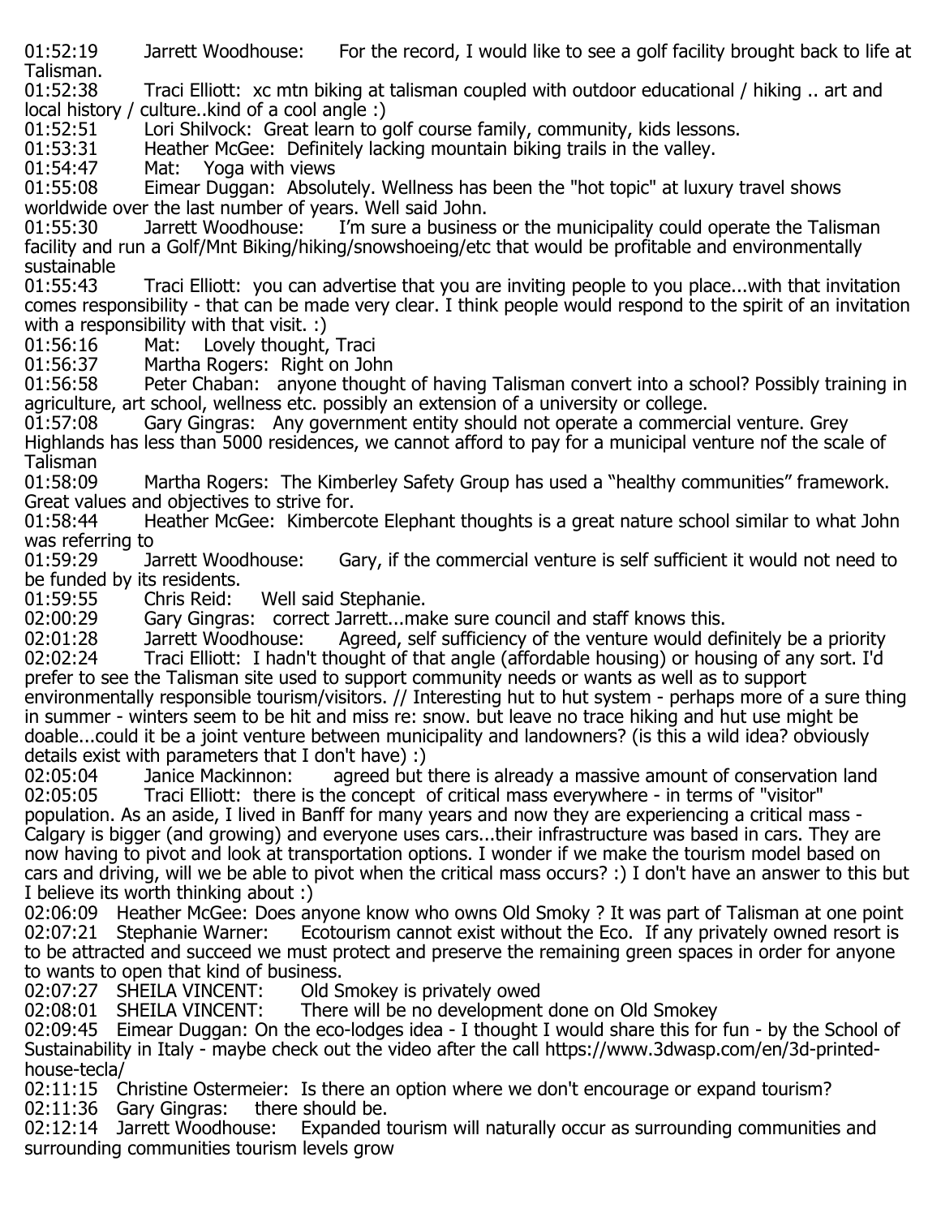01:52:19 Jarrett Woodhouse: For the record, I would like to see a golf facility brought back to life at Talisman.

01:52:38 Traci Elliott: xc mtn biking at talisman coupled with outdoor educational / hiking .. art and local history / culture..kind of a cool angle :)

01:52:51 Lori Shilvock: Great learn to golf course family, community, kids lessons.

01:53:31 Heather McGee: Definitely lacking mountain biking trails in the valley.

01:54:47 Mat: Yoga with views

01:55:08 Eimear Duggan: Absolutely. Wellness has been the "hot topic" at luxury travel shows worldwide over the last number of years. Well said John.

01:55:30 Jarrett Woodhouse: I'm sure a business or the municipality could operate the Talisman facility and run a Golf/Mnt Biking/hiking/snowshoeing/etc that would be profitable and environmentally sustainable

01:55:43 Traci Elliott: you can advertise that you are inviting people to you place...with that invitation comes responsibility - that can be made very clear. I think people would respond to the spirit of an invitation with a responsibility with that visit. :)

01:56:16 Mat: Lovely thought, Traci

01:56:37 Martha Rogers: Right on John

01:56:58 Peter Chaban: anyone thought of having Talisman convert into a school? Possibly training in agriculture, art school, wellness etc. possibly an extension of a university or college.

01:57:08 Gary Gingras: Any government entity should not operate a commercial venture. Grey Highlands has less than 5000 residences, we cannot afford to pay for a municipal venture nof the scale of Talisman

01:58:09 Martha Rogers: The Kimberley Safety Group has used a "healthy communities" framework. Great values and objectives to strive for.

01:58:44 Heather McGee: Kimbercote Elephant thoughts is a great nature school similar to what John was referring to

01:59:29 Jarrett Woodhouse: Gary, if the commercial venture is self sufficient it would not need to be funded by its residents.

01:59:55 Chris Reid: Well said Stephanie.

02:00:29 Gary Gingras: correct Jarrett...make sure council and staff knows this.

02:01:28 Jarrett Woodhouse: Agreed, self sufficiency of the venture would definitely be a priority

02:02:24 Traci Elliott: I hadn't thought of that angle (affordable housing) or housing of any sort. I'd prefer to see the Talisman site used to support community needs or wants as well as to support environmentally responsible tourism/visitors. // Interesting hut to hut system - perhaps more of a sure thing in summer - winters seem to be hit and miss re: snow. but leave no trace hiking and hut use might be doable...could it be a joint venture between municipality and landowners? (is this a wild idea? obviously details exist with parameters that I don't have) :)

02:05:04 Janice Mackinnon: agreed but there is already a massive amount of conservation land

02:05:05 Traci Elliott: there is the concept of critical mass everywhere - in terms of "visitor" population. As an aside, I lived in Banff for many years and now they are experiencing a critical mass - Calgary is bigger (and growing) and everyone uses cars...their infrastructure was based in cars. They are now having to pivot and look at transportation options. I wonder if we make the tourism model based on cars and driving, will we be able to pivot when the critical mass occurs? :) I don't have an answer to this but I believe its worth thinking about :)

02:06:09 Heather McGee: Does anyone know who owns Old Smoky ? It was part of Talisman at one point

02:07:21 Stephanie Warner: Ecotourism cannot exist without the Eco. If any privately owned resort is to be attracted and succeed we must protect and preserve the remaining green spaces in order for anyone to wants to open that kind of business.

02:07:27 SHEILA VINCENT: Old Smokey is privately owed

02:08:01 SHEILA VINCENT: There will be no development done on Old Smokey

02:09:45 Eimear Duggan: On the eco-lodges idea - I thought I would share this for fun - by the School of Sustainability in Italy - maybe check out the video after the call https://www.3dwasp.com/en/3d-printed-house-tecla/

02:11:15 Christine Ostermeier: Is there an option where we don't encourage or expand tourism?

02:11:36 Gary Gingras: there should be.

02:12:14 Jarrett Woodhouse: Expanded tourism will naturally occur as surrounding communities and surrounding communities tourism levels grow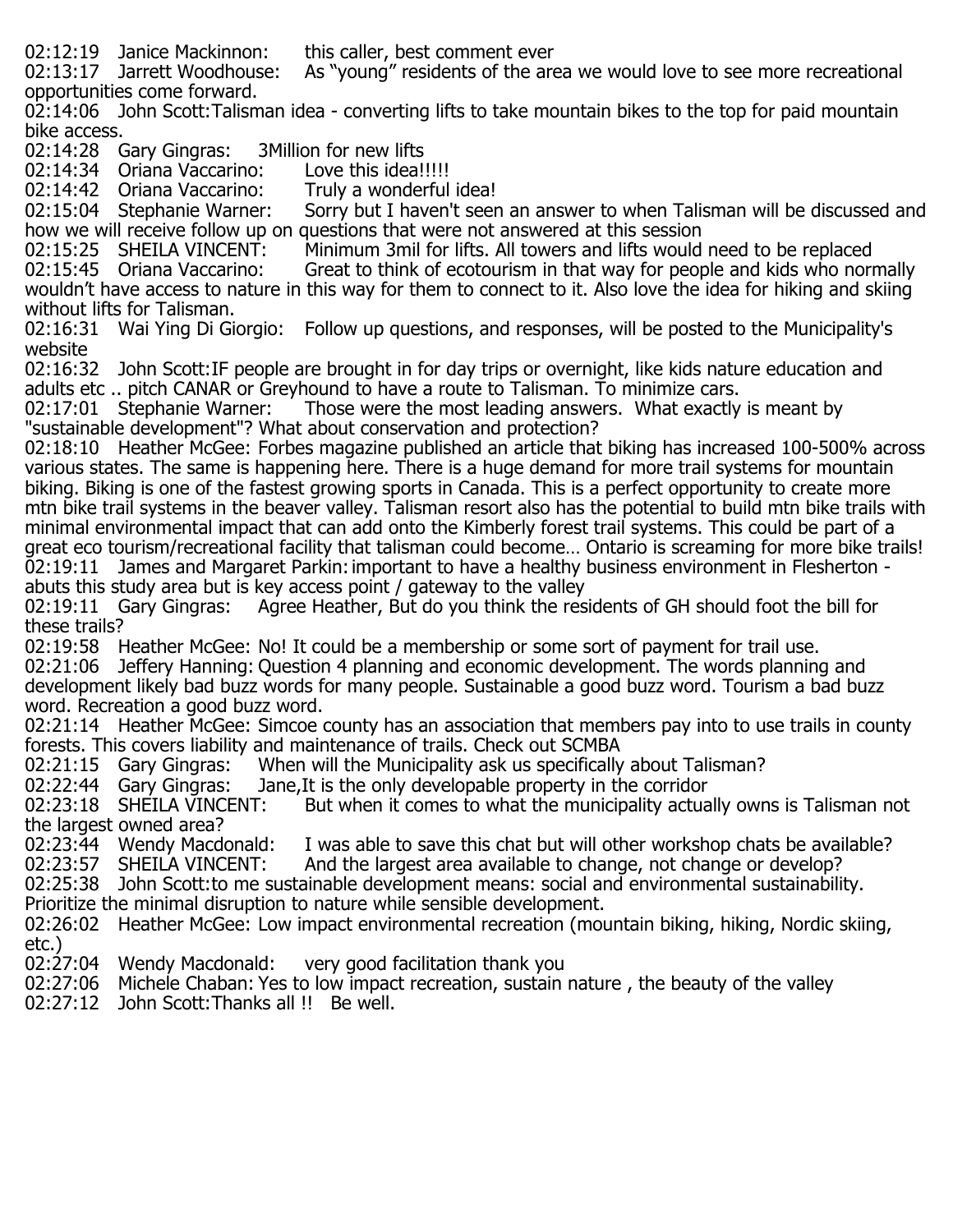02:12:19 Janice Mackinnon: this caller, best comment ever

02:13:17 Jarrett Woodhouse: As "young" residents of the area we would love to see more recreational opportunities come forward.

02:14:06 John Scott: Talisman idea - converting lifts to take mountain bikes to the top for paid mountain bike access.

02:14:28 Gary Gingras: 3Million for new lifts

02:14:34 Oriana Vaccarino: Love this idea!!!!!

02:14:42 Oriana Vaccarino: Truly a wonderful idea!

02:15:04 Stephanie Warner: Sorry but I haven't seen an answer to when Talisman will be discussed and how we will receive follow up on questions that were not answered at this session

02:15:25 SHEILA VINCENT: Minimum 3mil for lifts. All towers and lifts would need to be replaced

02:15:45 Oriana Vaccarino: Great to think of ecotourism in that way for people and kids who normally wouldn't have access to nature in this way for them to connect to it. Also love the idea for hiking and skiing without lifts for Talisman.

02:16:31 Wai Ying Di Giorgio: Follow up questions, and responses, will be posted to the Municipality's website

02:16:32 John Scott: IF people are brought in for day trips or overnight, like kids nature education and adults etc .. pitch CANAR or Greyhound to have a route to Talisman. To minimize cars.

02:17:01 Stephanie Warner: Those were the most leading answers. What exactly is meant by "sustainable development"? What about conservation and protection?

02:18:10 Heather McGee: Forbes magazine published an article that biking has increased 100-500% across various states. The same is happening here. There is a huge demand for more trail systems for mountain biking. Biking is one of the fastest growing sports in Canada. This is a perfect opportunity to create more mtn bike trail systems in the beaver valley. Talisman resort also has the potential to build mtn bike trails with minimal environmental impact that can add onto the Kimberly forest trail systems. This could be part of a great eco tourism/recreational facility that talisman could become… Ontario is screaming for more bike trails!

02:19:11 James and Margaret Parkin: important to have a healthy business environment in Flesherton - abuts this study area but is key access point / gateway to the valley

02:19:11 Gary Gingras: Agree Heather, But do you think the residents of GH should foot the bill for these trails?

02:19:58 Heather McGee: No! It could be a membership or some sort of payment for trail use.

02:21:06 Jeffery Hanning: Question 4 planning and economic development. The words planning and development likely bad buzz words for many people. Sustainable a good buzz word. Tourism a bad buzz word. Recreation a good buzz word.

02:21:14 Heather McGee: Simcoe county has an association that members pay into to use trails in county forests. This covers liability and maintenance of trails. Check out SCMBA

02:21:15 Gary Gingras: When will the Municipality ask us specifically about Talisman?

02:22:44 Gary Gingras: Jane,It is the only developable property in the corridor

02:23:18 SHEILA VINCENT: But when it comes to what the municipality actually owns is Talisman not the largest owned area?

02:23:44 Wendy Macdonald: I was able to save this chat but will other workshop chats be available?

02:23:57 SHEILA VINCENT: And the largest area available to change, not change or develop?

02:25:38 John Scott: to me sustainable development means: social and environmental sustainability. Prioritize the minimal disruption to nature while sensible development.

02:26:02 Heather McGee: Low impact environmental recreation (mountain biking, hiking, Nordic skiing, etc.)

02:27:04 Wendy Macdonald: very good facilitation thank you

02:27:06 Michele Chaban: Yes to low impact recreation, sustain nature , the beauty of the valley

02:27:12 John Scott: Thanks all !! Be well.